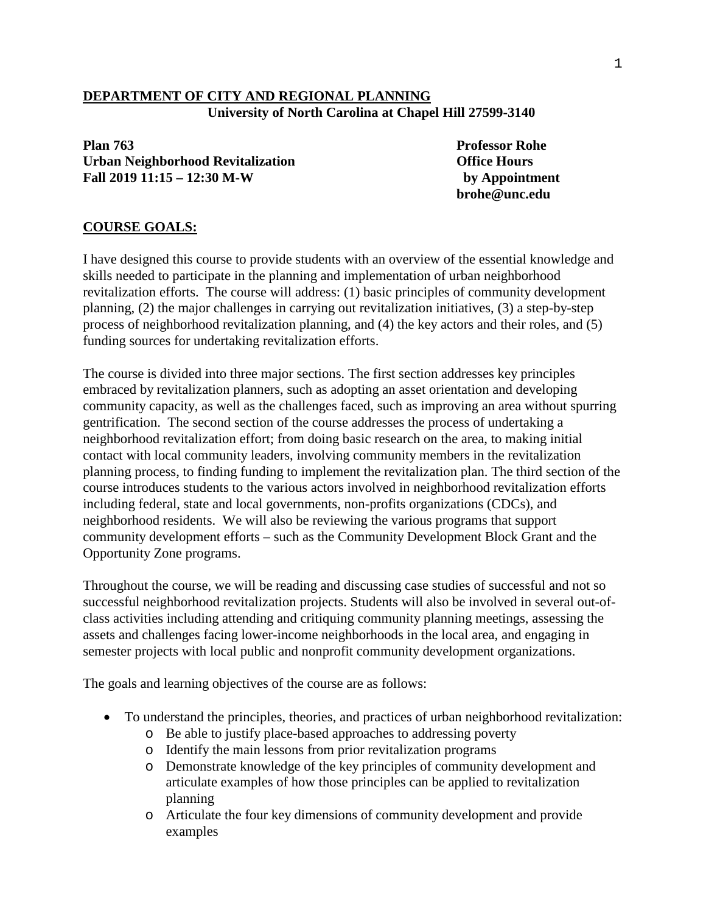**DEPARTMENT OF CITY AND REGIONAL PLANNING**
**University of North Carolina at Chapel Hill 27599-3140**

**Plan 763**
**Urban Neighborhood Revitalization**
**Fall 2019 11:15 – 12:30 M-W**

**Professor Rohe**
**Office Hours**
**by Appointment**
**brohe@unc.edu**

## COURSE GOALS:

I have designed this course to provide students with an overview of the essential knowledge and skills needed to participate in the planning and implementation of urban neighborhood revitalization efforts. The course will address: (1) basic principles of community development planning, (2) the major challenges in carrying out revitalization initiatives, (3) a step-by-step process of neighborhood revitalization planning, and (4) the key actors and their roles, and (5) funding sources for undertaking revitalization efforts.

The course is divided into three major sections. The first section addresses key principles embraced by revitalization planners, such as adopting an asset orientation and developing community capacity, as well as the challenges faced, such as improving an area without spurring gentrification. The second section of the course addresses the process of undertaking a neighborhood revitalization effort; from doing basic research on the area, to making initial contact with local community leaders, involving community members in the revitalization planning process, to finding funding to implement the revitalization plan. The third section of the course introduces students to the various actors involved in neighborhood revitalization efforts including federal, state and local governments, non-profits organizations (CDCs), and neighborhood residents. We will also be reviewing the various programs that support community development efforts – such as the Community Development Block Grant and the Opportunity Zone programs.

Throughout the course, we will be reading and discussing case studies of successful and not so successful neighborhood revitalization projects. Students will also be involved in several out-of-class activities including attending and critiquing community planning meetings, assessing the assets and challenges facing lower-income neighborhoods in the local area, and engaging in semester projects with local public and nonprofit community development organizations.

The goals and learning objectives of the course are as follows:

- To understand the principles, theories, and practices of urban neighborhood revitalization:
  - Be able to justify place-based approaches to addressing poverty
  - Identify the main lessons from prior revitalization programs
  - Demonstrate knowledge of the key principles of community development and articulate examples of how those principles can be applied to revitalization planning
  - Articulate the four key dimensions of community development and provide examples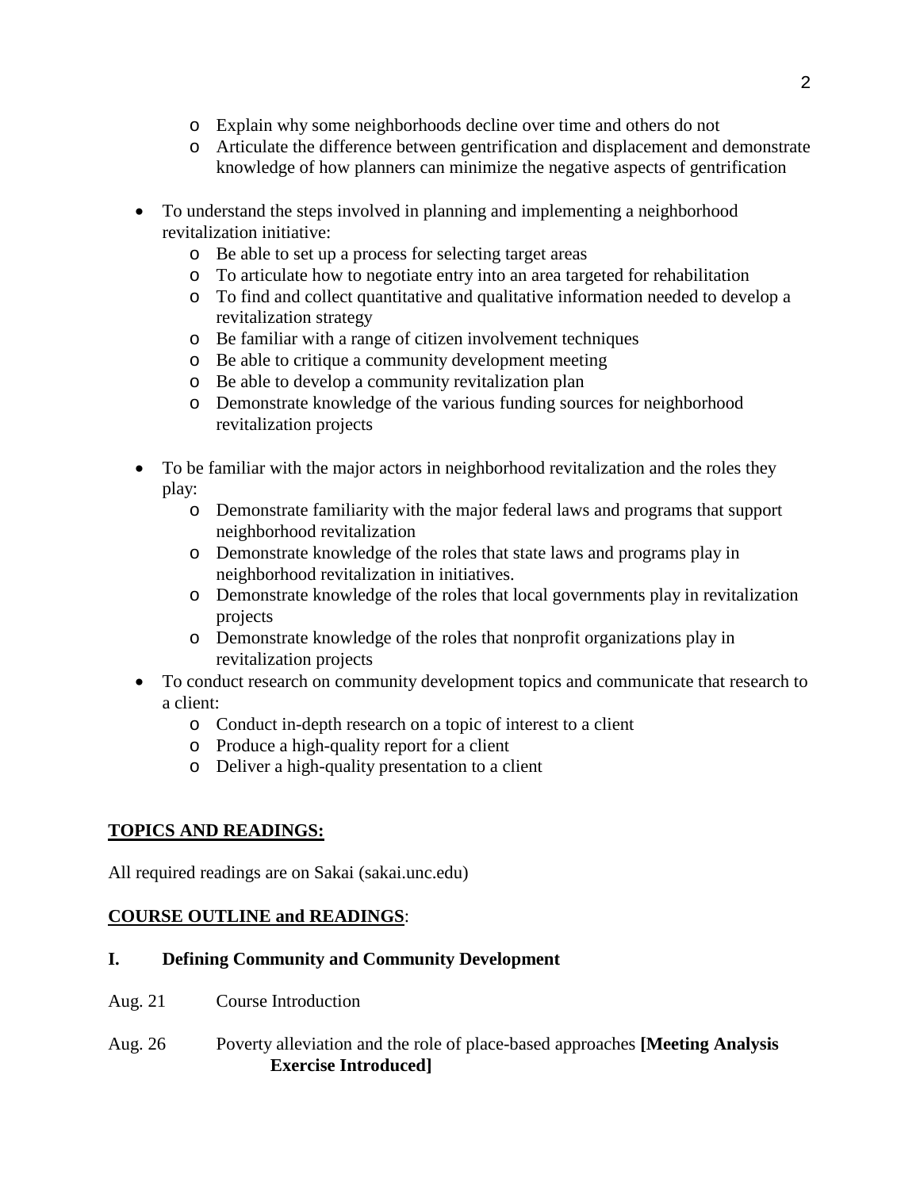- Explain why some neighborhoods decline over time and others do not
    - Articulate the difference between gentrification and displacement and demonstrate knowledge of how planners can minimize the negative aspects of gentrification

- To understand the steps involved in planning and implementing a neighborhood revitalization initiative:
    - Be able to set up a process for selecting target areas
    - To articulate how to negotiate entry into an area targeted for rehabilitation
    - To find and collect quantitative and qualitative information needed to develop a revitalization strategy
    - Be familiar with a range of citizen involvement techniques
    - Be able to critique a community development meeting
    - Be able to develop a community revitalization plan
    - Demonstrate knowledge of the various funding sources for neighborhood revitalization projects

- To be familiar with the major actors in neighborhood revitalization and the roles they play:
    - Demonstrate familiarity with the major federal laws and programs that support neighborhood revitalization
    - Demonstrate knowledge of the roles that state laws and programs play in neighborhood revitalization in initiatives.
    - Demonstrate knowledge of the roles that local governments play in revitalization projects
    - Demonstrate knowledge of the roles that nonprofit organizations play in revitalization projects
- To conduct research on community development topics and communicate that research to a client:
    - Conduct in-depth research on a topic of interest to a client
    - Produce a high-quality report for a client
    - Deliver a high-quality presentation to a client

## TOPICS AND READINGS:

All required readings are on Sakai (sakai.unc.edu)

## COURSE OUTLINE and READINGS:

### I. Defining Community and Community Development

Aug. 21 Course Introduction

Aug. 26 Poverty alleviation and the role of place-based approaches **[Meeting Analysis Exercise Introduced]**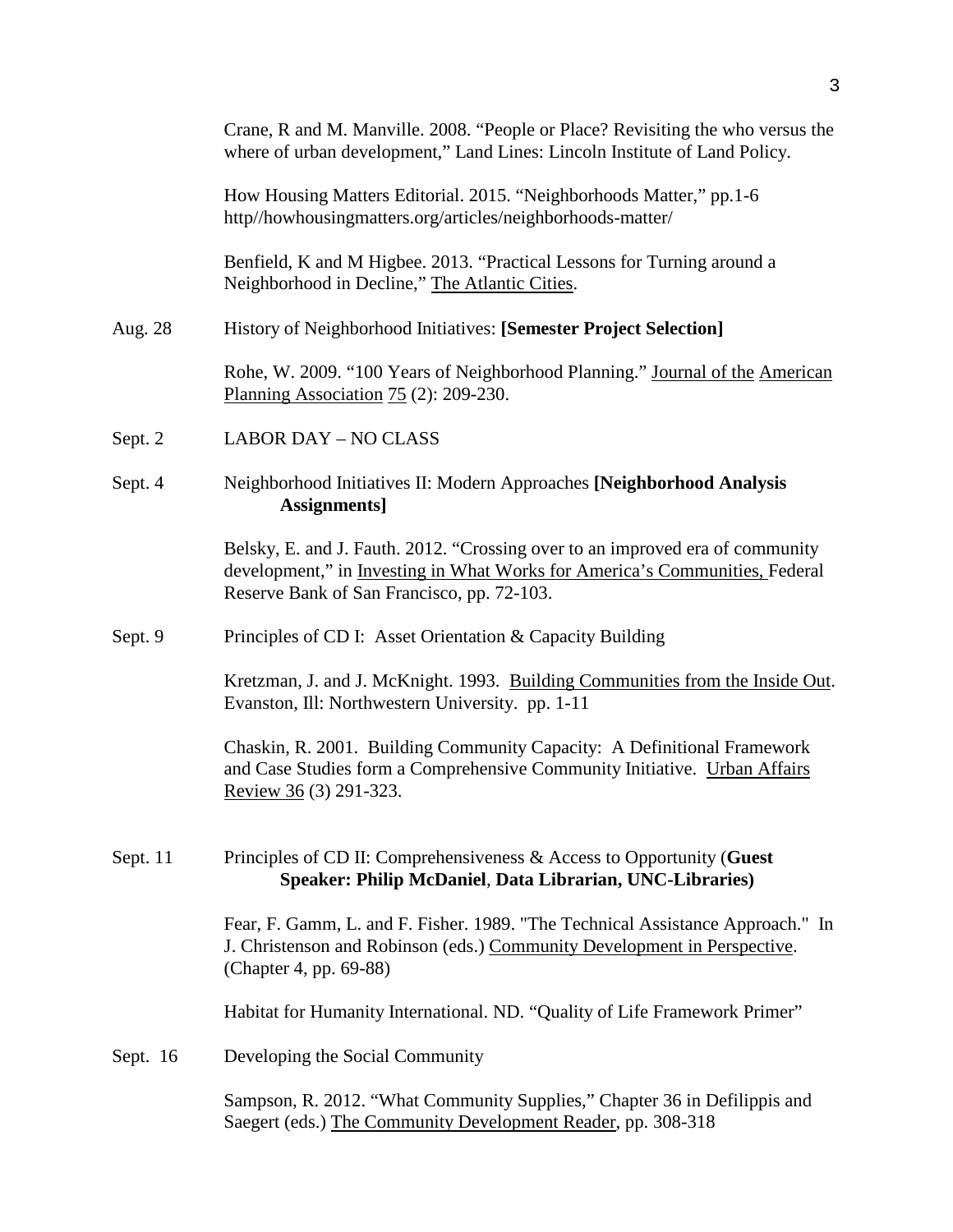Crane, R and M. Manville. 2008. "People or Place? Revisiting the who versus the where of urban development," Land Lines: Lincoln Institute of Land Policy.

How Housing Matters Editorial. 2015. "Neighborhoods Matter," pp.1-6 http//howhousingmatters.org/articles/neighborhoods-matter/

Benfield, K and M Higbee. 2013. "Practical Lessons for Turning around a Neighborhood in Decline," The Atlantic Cities.

Aug. 28 History of Neighborhood Initiatives: **[Semester Project Selection]**

Rohe, W. 2009. "100 Years of Neighborhood Planning." Journal of the American Planning Association 75 (2): 209-230.

Sept. 2 LABOR DAY – NO CLASS

Sept. 4 Neighborhood Initiatives II: Modern Approaches **[Neighborhood Analysis Assignments]**

Belsky, E. and J. Fauth. 2012. "Crossing over to an improved era of community development," in Investing in What Works for America's Communities, Federal Reserve Bank of San Francisco, pp. 72-103.

Sept. 9 Principles of CD I: Asset Orientation & Capacity Building

Kretzman, J. and J. McKnight. 1993. Building Communities from the Inside Out. Evanston, Ill: Northwestern University. pp. 1-11

Chaskin, R. 2001. Building Community Capacity: A Definitional Framework and Case Studies form a Comprehensive Community Initiative. Urban Affairs Review 36 (3) 291-323.

Sept. 11 Principles of CD II: Comprehensiveness & Access to Opportunity (**Guest Speaker: Philip McDaniel**, **Data Librarian, UNC-Libraries)**

Fear, F. Gamm, L. and F. Fisher. 1989. "The Technical Assistance Approach." In J. Christenson and Robinson (eds.) Community Development in Perspective. (Chapter 4, pp. 69-88)

Habitat for Humanity International. ND. "Quality of Life Framework Primer"

Sept. 16 Developing the Social Community

Sampson, R. 2012. "What Community Supplies," Chapter 36 in Defilippis and Saegert (eds.) The Community Development Reader, pp. 308-318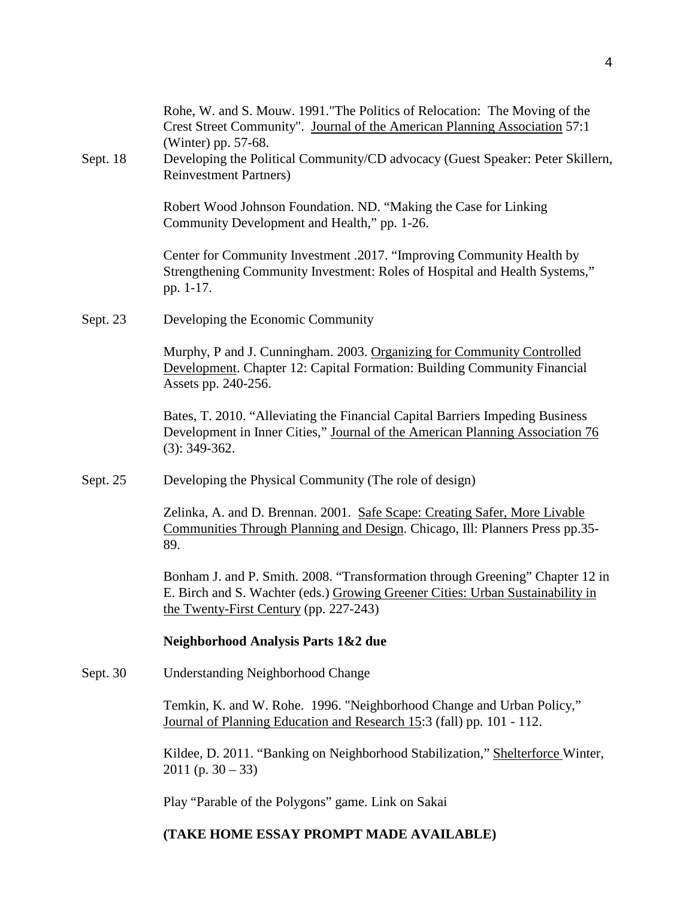Rohe, W. and S. Mouw. 1991."The Politics of Relocation: The Moving of the Crest Street Community". Journal of the American Planning Association 57:1 (Winter) pp. 57-68.

Sept. 18 Developing the Political Community/CD advocacy (Guest Speaker: Peter Skillern, Reinvestment Partners)

Robert Wood Johnson Foundation. ND. "Making the Case for Linking Community Development and Health," pp. 1-26.

Center for Community Investment .2017. "Improving Community Health by Strengthening Community Investment: Roles of Hospital and Health Systems," pp. 1-17.

Sept. 23 Developing the Economic Community

Murphy, P and J. Cunningham. 2003. Organizing for Community Controlled Development. Chapter 12: Capital Formation: Building Community Financial Assets pp. 240-256.

Bates, T. 2010. "Alleviating the Financial Capital Barriers Impeding Business Development in Inner Cities," Journal of the American Planning Association 76 (3): 349-362.

Sept. 25 Developing the Physical Community (The role of design)

Zelinka, A. and D. Brennan. 2001. Safe Scape: Creating Safer, More Livable Communities Through Planning and Design. Chicago, Ill: Planners Press pp.35-89.

Bonham J. and P. Smith. 2008. "Transformation through Greening" Chapter 12 in E. Birch and S. Wachter (eds.) Growing Greener Cities: Urban Sustainability in the Twenty-First Century (pp. 227-243)

**Neighborhood Analysis Parts 1&2 due**

Sept. 30 Understanding Neighborhood Change

Temkin, K. and W. Rohe. 1996. "Neighborhood Change and Urban Policy," Journal of Planning Education and Research 15:3 (fall) pp. 101 - 112.

Kildee, D. 2011. "Banking on Neighborhood Stabilization," Shelterforce Winter, 2011 (p. 30 – 33)

Play "Parable of the Polygons" game. Link on Sakai

**(TAKE HOME ESSAY PROMPT MADE AVAILABLE)**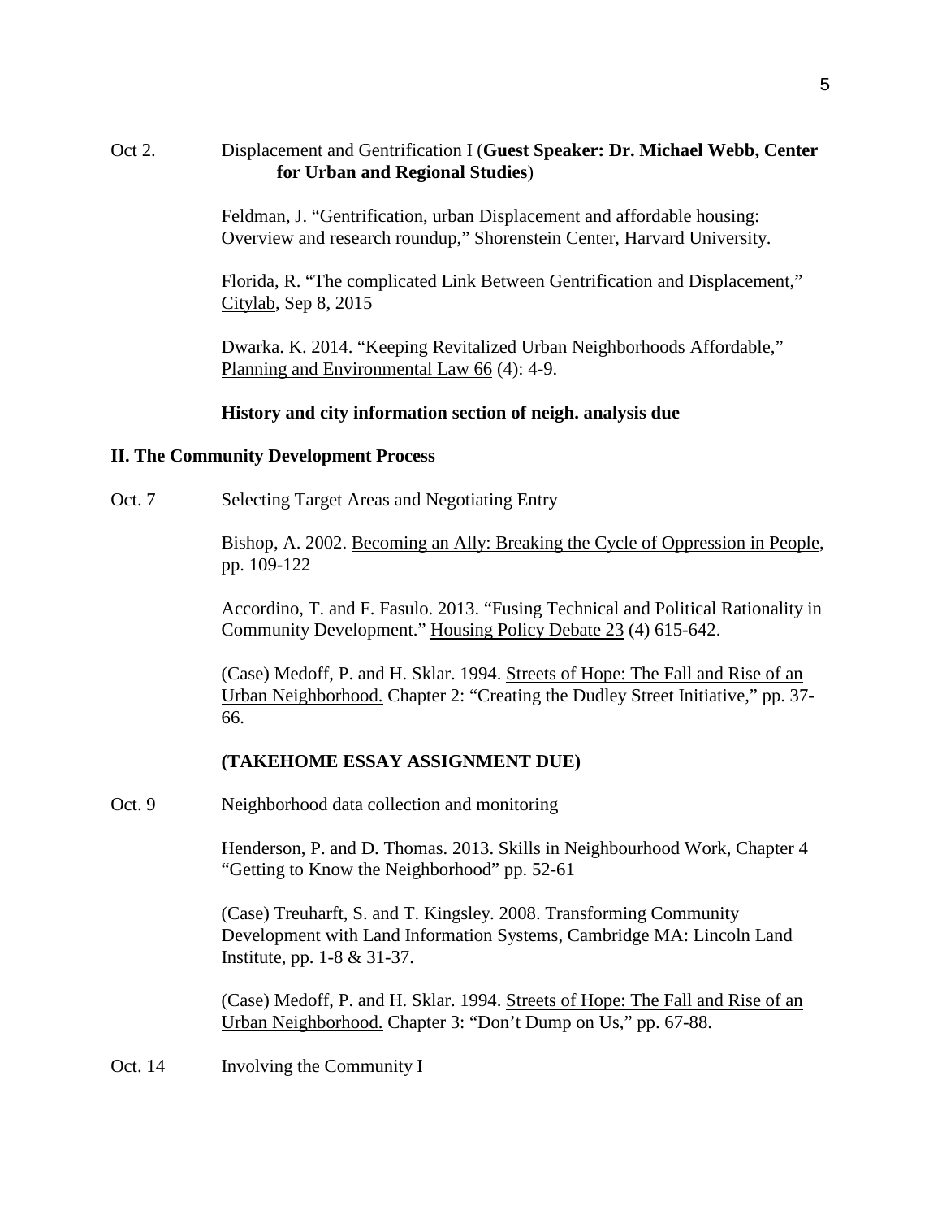Oct 2. Displacement and Gentrification I (**Guest Speaker: Dr. Michael Webb, Center for Urban and Regional Studies**)

Feldman, J. "Gentrification, urban Displacement and affordable housing: Overview and research roundup," Shorenstein Center, Harvard University.

Florida, R. "The complicated Link Between Gentrification and Displacement," Citylab, Sep 8, 2015

Dwarka. K. 2014. "Keeping Revitalized Urban Neighborhoods Affordable," Planning and Environmental Law 66 (4): 4-9.

**History and city information section of neigh. analysis due**

## II. The Community Development Process

Oct. 7 Selecting Target Areas and Negotiating Entry

Bishop, A. 2002. Becoming an Ally: Breaking the Cycle of Oppression in People, pp. 109-122

Accordino, T. and F. Fasulo. 2013. "Fusing Technical and Political Rationality in Community Development." Housing Policy Debate 23 (4) 615-642.

(Case) Medoff, P. and H. Sklar. 1994. Streets of Hope: The Fall and Rise of an Urban Neighborhood. Chapter 2: "Creating the Dudley Street Initiative," pp. 37-66.

**(TAKEHOME ESSAY ASSIGNMENT DUE)**

Oct. 9 Neighborhood data collection and monitoring

Henderson, P. and D. Thomas. 2013. Skills in Neighbourhood Work, Chapter 4 "Getting to Know the Neighborhood" pp. 52-61

(Case) Treuharft, S. and T. Kingsley. 2008. Transforming Community Development with Land Information Systems, Cambridge MA: Lincoln Land Institute, pp. 1-8 & 31-37.

(Case) Medoff, P. and H. Sklar. 1994. Streets of Hope: The Fall and Rise of an Urban Neighborhood. Chapter 3: "Don't Dump on Us," pp. 67-88.

Oct. 14 Involving the Community I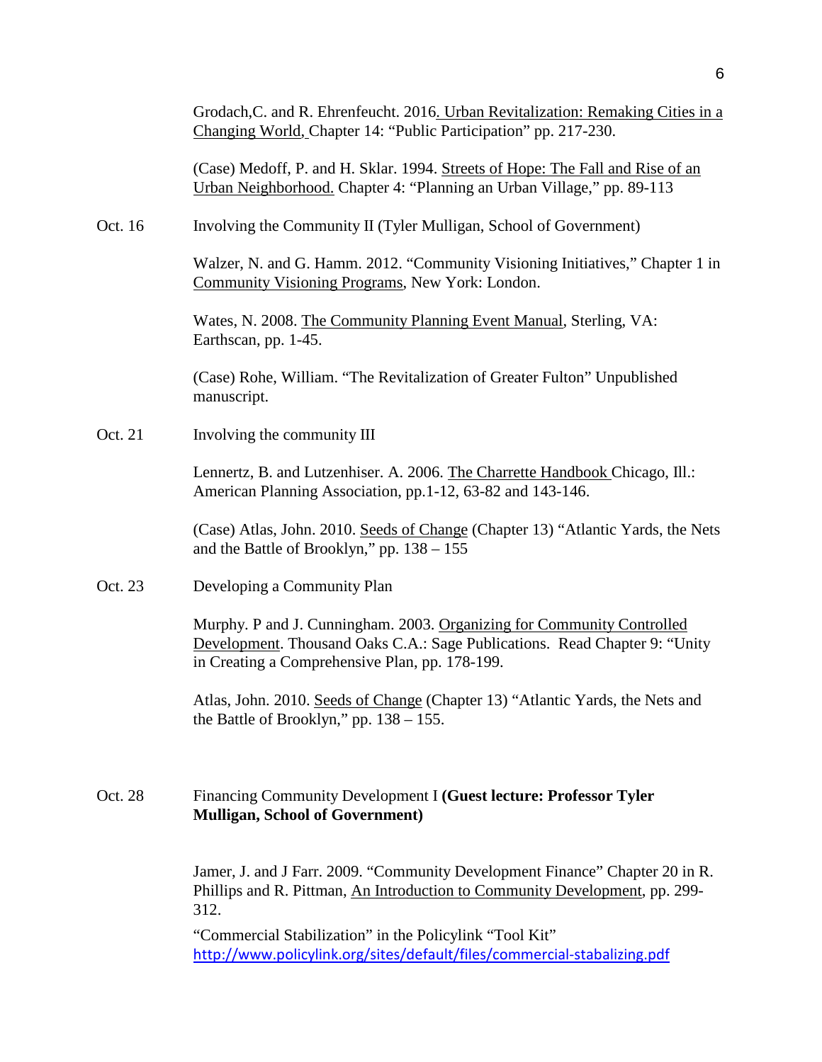Grodach,C. and R. Ehrenfeucht. 2016. Urban Revitalization: Remaking Cities in a Changing World, Chapter 14: "Public Participation" pp. 217-230.

(Case) Medoff, P. and H. Sklar. 1994. Streets of Hope: The Fall and Rise of an Urban Neighborhood. Chapter 4: "Planning an Urban Village," pp. 89-113

Oct. 16 Involving the Community II (Tyler Mulligan, School of Government)

Walzer, N. and G. Hamm. 2012. "Community Visioning Initiatives," Chapter 1 in Community Visioning Programs, New York: London.

Wates, N. 2008. The Community Planning Event Manual, Sterling, VA: Earthscan, pp. 1-45.

(Case) Rohe, William. "The Revitalization of Greater Fulton" Unpublished manuscript.

Oct. 21 Involving the community III

Lennertz, B. and Lutzenhiser. A. 2006. The Charrette Handbook Chicago, Ill.: American Planning Association, pp.1-12, 63-82 and 143-146.

(Case) Atlas, John. 2010. Seeds of Change (Chapter 13) "Atlantic Yards, the Nets and the Battle of Brooklyn," pp. 138 – 155

Oct. 23 Developing a Community Plan

Murphy. P and J. Cunningham. 2003. Organizing for Community Controlled Development. Thousand Oaks C.A.: Sage Publications. Read Chapter 9: "Unity in Creating a Comprehensive Plan, pp. 178-199.

Atlas, John. 2010. Seeds of Change (Chapter 13) "Atlantic Yards, the Nets and the Battle of Brooklyn," pp. 138 – 155.

Oct. 28 Financing Community Development I **(Guest lecture: Professor Tyler Mulligan, School of Government)**

Jamer, J. and J Farr. 2009. "Community Development Finance" Chapter 20 in R. Phillips and R. Pittman, An Introduction to Community Development, pp. 299-312.

"Commercial Stabilization" in the Policylink "Tool Kit" http://www.policylink.org/sites/default/files/commercial-stabalizing.pdf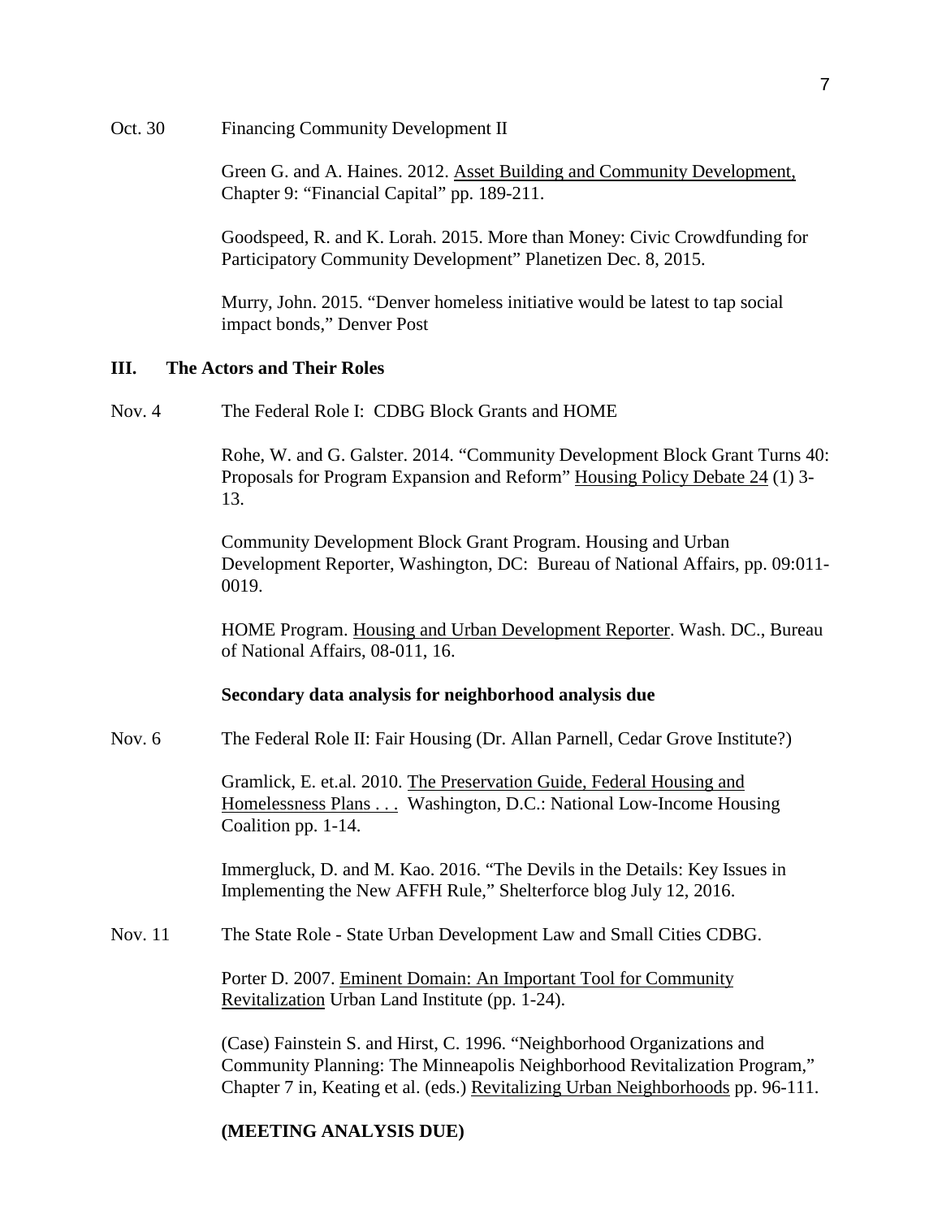Oct. 30 Financing Community Development II

Green G. and A. Haines. 2012. Asset Building and Community Development, Chapter 9: "Financial Capital" pp. 189-211.

Goodspeed, R. and K. Lorah. 2015. More than Money: Civic Crowdfunding for Participatory Community Development" Planetizen Dec. 8, 2015.

Murry, John. 2015. "Denver homeless initiative would be latest to tap social impact bonds," Denver Post

## III. The Actors and Their Roles

Nov. 4 The Federal Role I: CDBG Block Grants and HOME

Rohe, W. and G. Galster. 2014. "Community Development Block Grant Turns 40: Proposals for Program Expansion and Reform" Housing Policy Debate 24 (1) 3-13.

Community Development Block Grant Program. Housing and Urban Development Reporter, Washington, DC: Bureau of National Affairs, pp. 09:011-0019.

HOME Program. Housing and Urban Development Reporter. Wash. DC., Bureau of National Affairs, 08-011, 16.

**Secondary data analysis for neighborhood analysis due**

Nov. 6 The Federal Role II: Fair Housing (Dr. Allan Parnell, Cedar Grove Institute?)

Gramlick, E. et.al. 2010. The Preservation Guide, Federal Housing and Homelessness Plans . . . Washington, D.C.: National Low-Income Housing Coalition pp. 1-14.

Immergluck, D. and M. Kao. 2016. "The Devils in the Details: Key Issues in Implementing the New AFFH Rule," Shelterforce blog July 12, 2016.

Nov. 11 The State Role - State Urban Development Law and Small Cities CDBG.

Porter D. 2007. Eminent Domain: An Important Tool for Community Revitalization Urban Land Institute (pp. 1-24).

(Case) Fainstein S. and Hirst, C. 1996. "Neighborhood Organizations and Community Planning: The Minneapolis Neighborhood Revitalization Program," Chapter 7 in, Keating et al. (eds.) Revitalizing Urban Neighborhoods pp. 96-111.

**(MEETING ANALYSIS DUE)**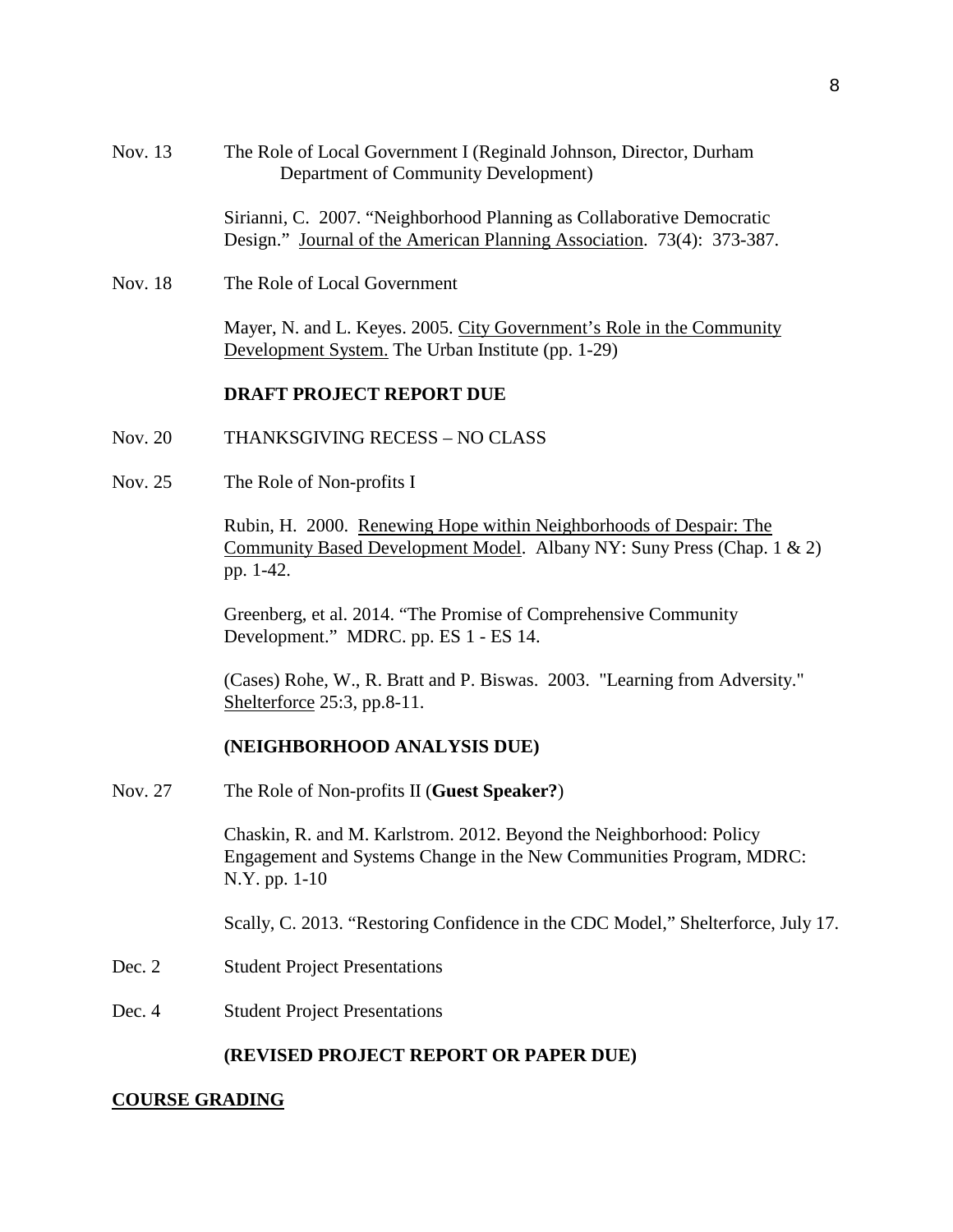Nov. 13 The Role of Local Government I (Reginald Johnson, Director, Durham Department of Community Development)

Sirianni, C. 2007. "Neighborhood Planning as Collaborative Democratic Design." Journal of the American Planning Association. 73(4): 373-387.

Nov. 18 The Role of Local Government

Mayer, N. and L. Keyes. 2005. City Government's Role in the Community Development System. The Urban Institute (pp. 1-29)

**DRAFT PROJECT REPORT DUE**

Nov. 20 THANKSGIVING RECESS – NO CLASS

Nov. 25 The Role of Non-profits I

Rubin, H. 2000. Renewing Hope within Neighborhoods of Despair: The Community Based Development Model. Albany NY: Suny Press (Chap. 1 & 2) pp. 1-42.

Greenberg, et al. 2014. "The Promise of Comprehensive Community Development." MDRC. pp. ES 1 - ES 14.

(Cases) Rohe, W., R. Bratt and P. Biswas. 2003. "Learning from Adversity." Shelterforce 25:3, pp.8-11.

**(NEIGHBORHOOD ANALYSIS DUE)**

Nov. 27 The Role of Non-profits II (**Guest Speaker?**)

Chaskin, R. and M. Karlstrom. 2012. Beyond the Neighborhood: Policy Engagement and Systems Change in the New Communities Program, MDRC: N.Y. pp. 1-10

Scally, C. 2013. "Restoring Confidence in the CDC Model," Shelterforce, July 17.

Dec. 2 Student Project Presentations

Dec. 4 Student Project Presentations

**(REVISED PROJECT REPORT OR PAPER DUE)**

## COURSE GRADING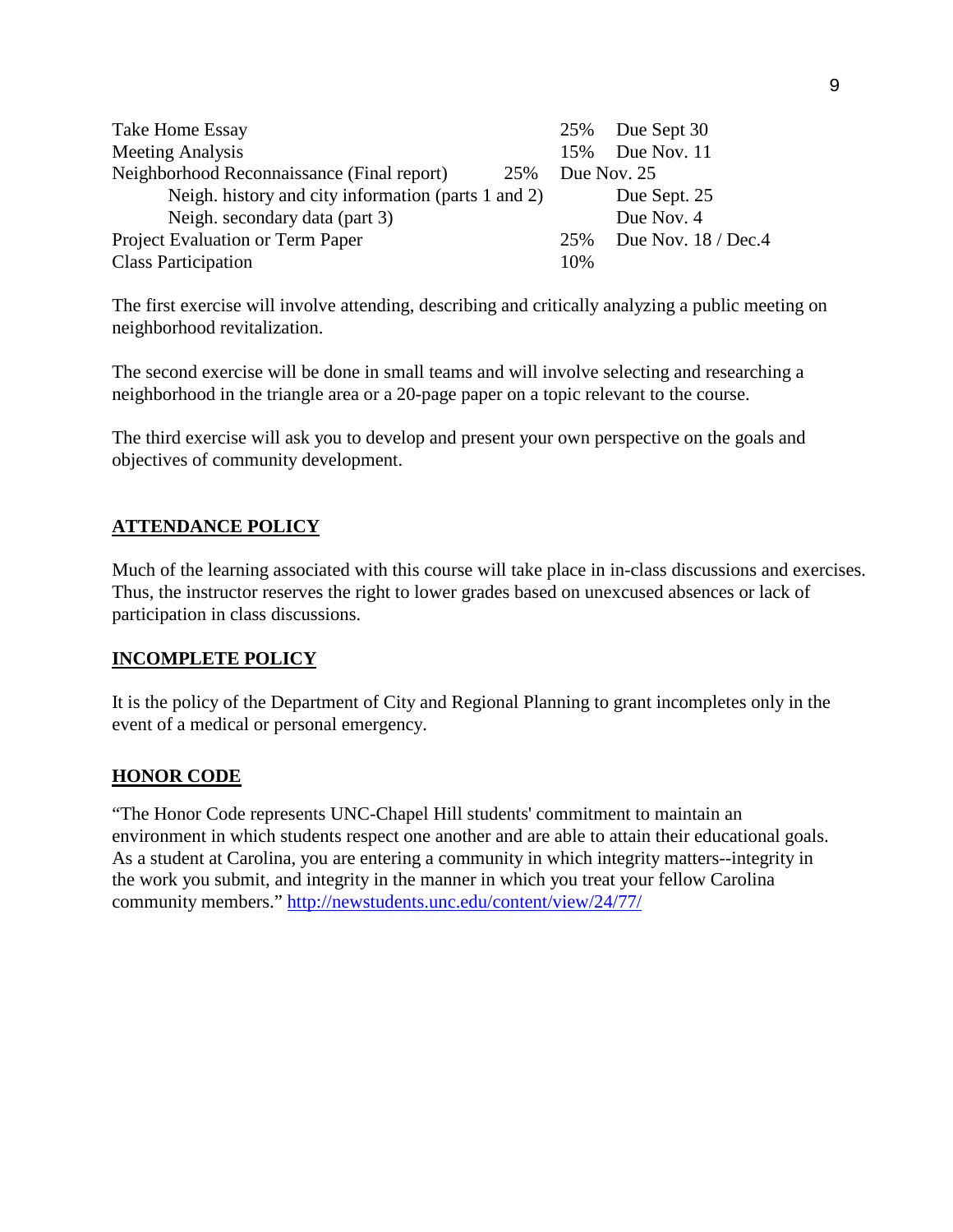| | | |
|---|---|---|
| Take Home Essay | 25% | Due Sept 30 |
| Meeting Analysis | 15% | Due Nov. 11 |
| Neighborhood Reconnaissance (Final report) | 25% | Due Nov. 25 |
| Neigh. history and city information (parts 1 and 2) | | Due Sept. 25 |
| Neigh. secondary data (part 3) | | Due Nov. 4 |
| Project Evaluation or Term Paper | 25% | Due Nov. 18 / Dec.4 |
| Class Participation | 10% | |

The first exercise will involve attending, describing and critically analyzing a public meeting on neighborhood revitalization.

The second exercise will be done in small teams and will involve selecting and researching a neighborhood in the triangle area or a 20-page paper on a topic relevant to the course.

The third exercise will ask you to develop and present your own perspective on the goals and objectives of community development.

## ATTENDANCE POLICY

Much of the learning associated with this course will take place in in-class discussions and exercises. Thus, the instructor reserves the right to lower grades based on unexcused absences or lack of participation in class discussions.

## INCOMPLETE POLICY

It is the policy of the Department of City and Regional Planning to grant incompletes only in the event of a medical or personal emergency.

## HONOR CODE

"The Honor Code represents UNC-Chapel Hill students' commitment to maintain an environment in which students respect one another and are able to attain their educational goals. As a student at Carolina, you are entering a community in which integrity matters--integrity in the work you submit, and integrity in the manner in which you treat your fellow Carolina community members." http://newstudents.unc.edu/content/view/24/77/